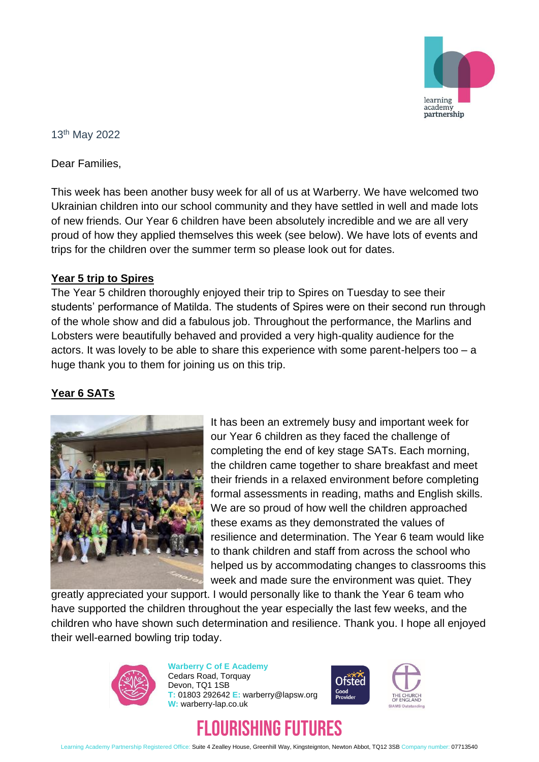13th May 2022

Dear Families,

This week has been another busy week for all of us at Warberry. We have welcomed two Ukrainian children into our school community and they have settled in well and made lots of new friends. Our Year 6 children have been absolutely incredible and we are all very proud of how they applied themselves this week (see below). We have lots of events and trips for the children over the summer term so please look out for dates.

## Year 5 trip to Spires

The Year 5 children thoroughly enjoyed their trip to Spires on Tuesday to see their students' performance of Matilda. The students of Spires were on their second run through of the whole show and did a fabulous job. Throughout the performance, the Marlins and Lobsters were beautifully behaved and provided a very high-quality audience for the actors. It was lovely to be able to share this experience with some parent-helpers too – a huge thank you to them for joining us on this trip.

## Year 6 SATs

It has been an extremely busy and important week for our Year 6 children as they faced the challenge of completing the end of key stage SATs. Each morning, the children came together to share breakfast and meet their friends in a relaxed environment before completing formal assessments in reading, maths and English skills. We are so proud of how well the children approached these exams as they demonstrated the values of resilience and determination. The Year 6 team would like to thank children and staff from across the school who helped us by accommodating changes to classrooms this week and made sure the environment was quiet. They greatly appreciated your support. I would personally like to thank the Year 6 team who have supported the children throughout the year especially the last few weeks, and the children who have shown such determination and resilience. Thank you. I hope all enjoyed their well-earned bowling trip today.

**Warberry C of E Academy**
Cedars Road, Torquay
Devon, TQ1 1SB
T: 01803 292642 E: warberry@lapsw.org
W: warberry-lap.co.uk

**FLOURISHING FUTURES**

Learning Academy Partnership Registered Office: Suite 4 Zealley House, Greenhill Way, Kingsteignton, Newton Abbot, TQ12 3SB Company number: 07713540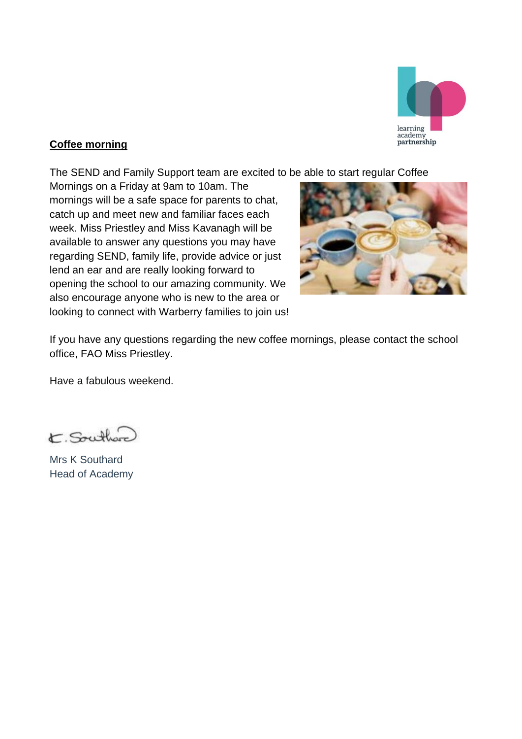**Coffee morning**

The SEND and Family Support team are excited to be able to start regular Coffee Mornings on a Friday at 9am to 10am. The mornings will be a safe space for parents to chat, catch up and meet new and familiar faces each week. Miss Priestley and Miss Kavanagh will be available to answer any questions you may have regarding SEND, family life, provide advice or just lend an ear and are really looking forward to opening the school to our amazing community. We also encourage anyone who is new to the area or looking to connect with Warberry families to join us!

If you have any questions regarding the new coffee mornings, please contact the school office, FAO Miss Priestley.

Have a fabulous weekend.

K. Southard

Mrs K Southard
Head of Academy